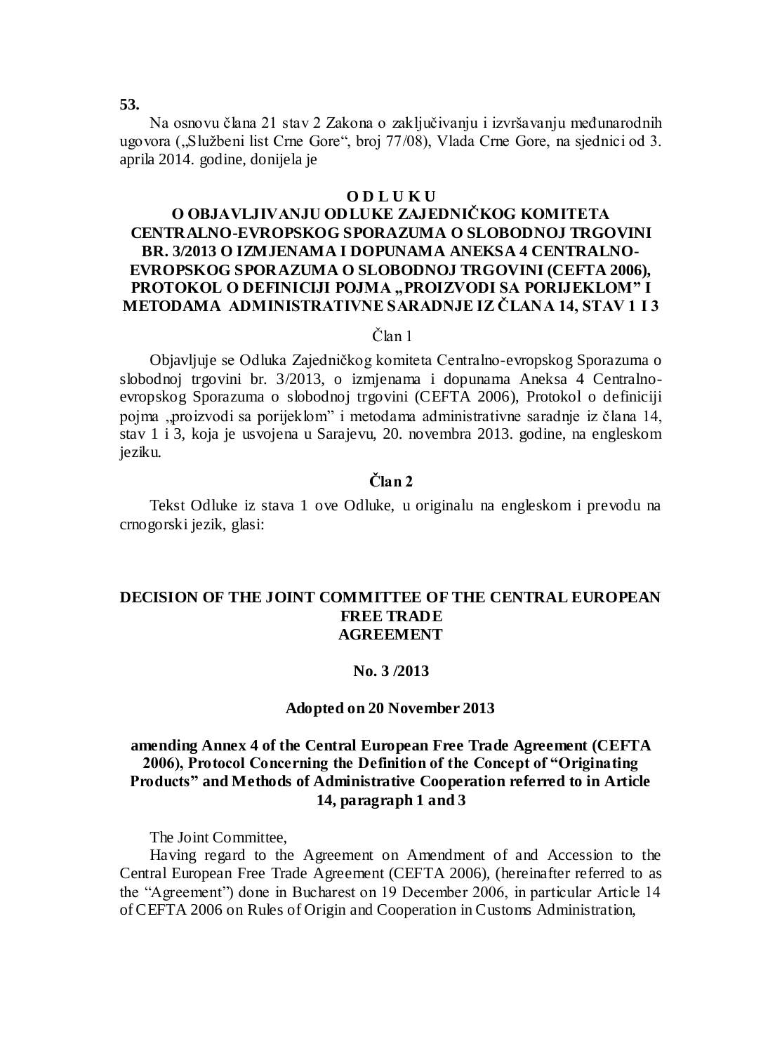**53.**

Na osnovu člana 21 stav 2 Zakona o zaključivanju i izvršavanju međunarodnih ugovora („Službeni list Crne Gore“, broj 77/08), Vlada Crne Gore, na sjednici od 3. aprila 2014. godine, donijela je

## O D L U K U
## O OBJAVLJIVANJU ODLUKE ZAJEDNIČKOG KOMITETA CENTRALNO-EVROPSKOG SPORAZUMA O SLOBODNOJ TRGOVINI BR. 3/2013 O IZMJENAMA I DOPUNAMA ANEKSA 4 CENTRALNO-EVROPSKOG SPORAZUMA O SLOBODNOJ TRGOVINI (CEFTA 2006), PROTOKOL O DEFINICIJI POJMA „PROIZVODI SA PORIJEKLOM” I METODAMA ADMINISTRATIVNE SARADNJE IZ ČLANA 14, STAV 1 I 3

Član 1

Objavljuje se Odluka Zajedničkog komiteta Centralno-evropskog Sporazuma o slobodnoj trgovini br. 3/2013, o izmjenama i dopunama Aneksa 4 Centralno-evropskog Sporazuma o slobodnoj trgovini (CEFTA 2006), Protokol o definiciji pojma „proizvodi sa porijeklom” i metodama administrativne saradnje iz člana 14, stav 1 i 3, koja je usvojena u Sarajevu, 20. novembra 2013. godine, na engleskom jeziku.

**Član 2**

Tekst Odluke iz stava 1 ove Odluke, u originalu na engleskom i prevodu na crnogorski jezik, glasi:

## DECISION OF THE JOINT COMMITTEE OF THE CENTRAL EUROPEAN FREE TRADE AGREEMENT

**No. 3 /2013**

**Adopted on 20 November 2013**

**amending Annex 4 of the Central European Free Trade Agreement (CEFTA 2006), Protocol Concerning the Definition of the Concept of “Originating Products” and Methods of Administrative Cooperation referred to in Article 14, paragraph 1 and 3**

The Joint Committee,

Having regard to the Agreement on Amendment of and Accession to the Central European Free Trade Agreement (CEFTA 2006), (hereinafter referred to as the “Agreement”) done in Bucharest on 19 December 2006, in particular Article 14 of CEFTA 2006 on Rules of Origin and Cooperation in Customs Administration,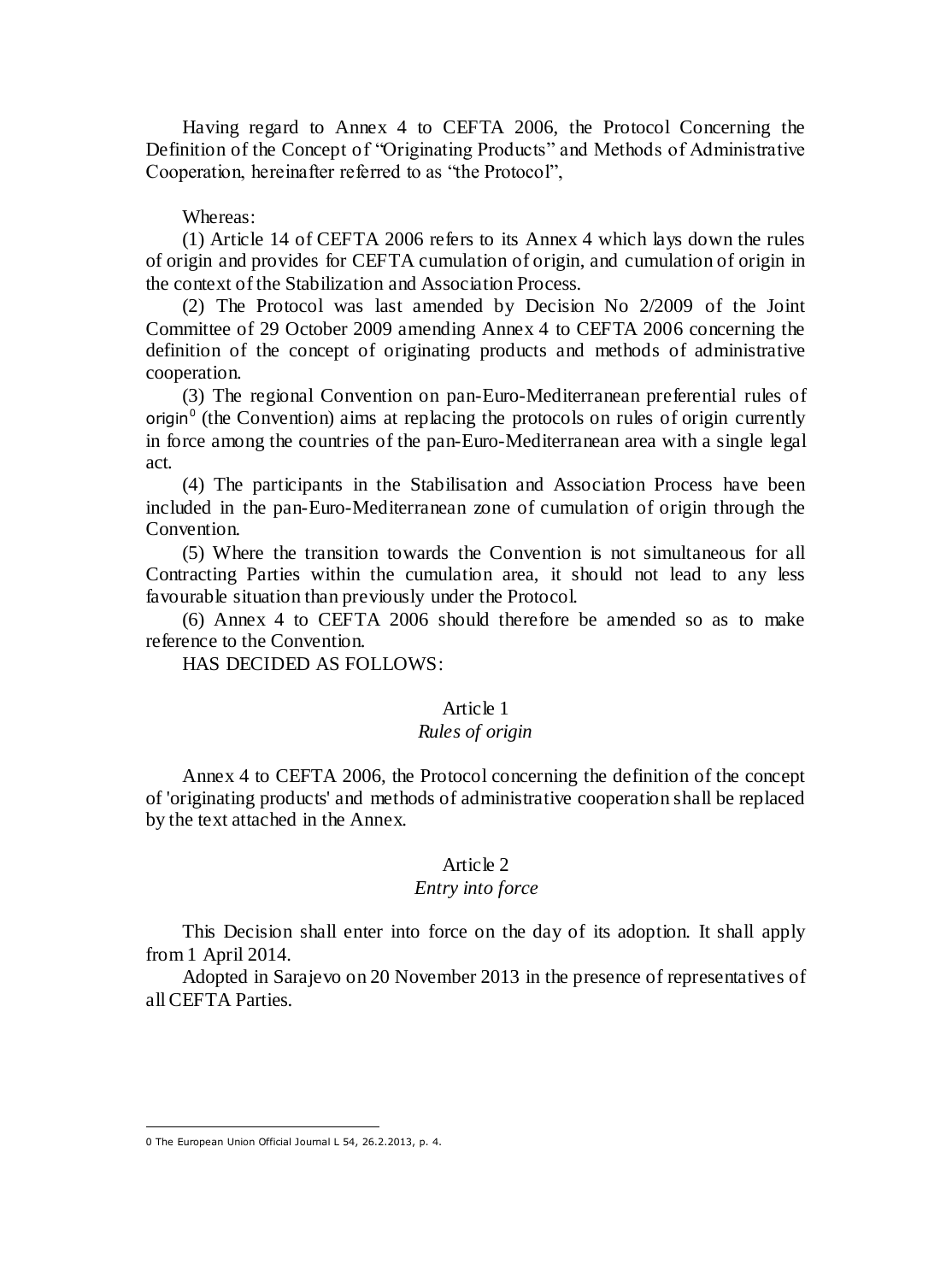Having regard to Annex 4 to CEFTA 2006, the Protocol Concerning the Definition of the Concept of "Originating Products" and Methods of Administrative Cooperation, hereinafter referred to as "the Protocol",

Whereas:

(1) Article 14 of CEFTA 2006 refers to its Annex 4 which lays down the rules of origin and provides for CEFTA cumulation of origin, and cumulation of origin in the context of the Stabilization and Association Process.

(2) The Protocol was last amended by Decision No 2/2009 of the Joint Committee of 29 October 2009 amending Annex 4 to CEFTA 2006 concerning the definition of the concept of originating products and methods of administrative cooperation.

(3) The regional Convention on pan-Euro-Mediterranean preferential rules of origin[0] (the Convention) aims at replacing the protocols on rules of origin currently in force among the countries of the pan-Euro-Mediterranean area with a single legal act.

(4) The participants in the Stabilisation and Association Process have been included in the pan-Euro-Mediterranean zone of cumulation of origin through the Convention.

(5) Where the transition towards the Convention is not simultaneous for all Contracting Parties within the cumulation area, it should not lead to any less favourable situation than previously under the Protocol.

(6) Annex 4 to CEFTA 2006 should therefore be amended so as to make reference to the Convention.

HAS DECIDED AS FOLLOWS:

### Article 1
*Rules of origin*

Annex 4 to CEFTA 2006, the Protocol concerning the definition of the concept of 'originating products' and methods of administrative cooperation shall be replaced by the text attached in the Annex.

### Article 2
*Entry into force*

This Decision shall enter into force on the day of its adoption. It shall apply from 1 April 2014.

Adopted in Sarajevo on 20 November 2013 in the presence of representatives of all CEFTA Parties.

---

[0] The European Union Official Journal L 54, 26.2.2013, p. 4.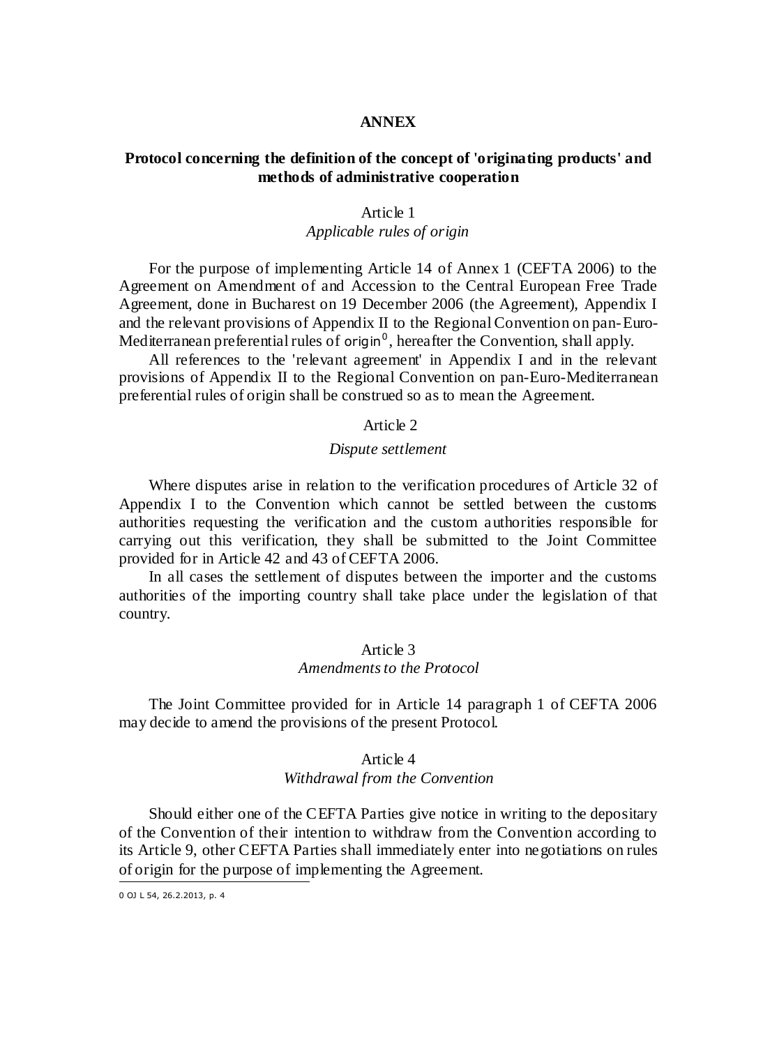# ANNEX

## Protocol concerning the definition of the concept of 'originating products' and methods of administrative cooperation

Article 1

*Applicable rules of origin*

For the purpose of implementing Article 14 of Annex 1 (CEFTA 2006) to the Agreement on Amendment of and Accession to the Central European Free Trade Agreement, done in Bucharest on 19 December 2006 (the Agreement), Appendix I and the relevant provisions of Appendix II to the Regional Convention on pan-Euro-Mediterranean preferential rules of origin[0], hereafter the Convention, shall apply.

All references to the 'relevant agreement' in Appendix I and in the relevant provisions of Appendix II to the Regional Convention on pan-Euro-Mediterranean preferential rules of origin shall be construed so as to mean the Agreement.

Article 2

*Dispute settlement*

Where disputes arise in relation to the verification procedures of Article 32 of Appendix I to the Convention which cannot be settled between the customs authorities requesting the verification and the custom authorities responsible for carrying out this verification, they shall be submitted to the Joint Committee provided for in Article 42 and 43 of CEFTA 2006.

In all cases the settlement of disputes between the importer and the customs authorities of the importing country shall take place under the legislation of that country.

Article 3

*Amendments to the Protocol*

The Joint Committee provided for in Article 14 paragraph 1 of CEFTA 2006 may decide to amend the provisions of the present Protocol.

Article 4

*Withdrawal from the Convention*

Should either one of the CEFTA Parties give notice in writing to the depositary of the Convention of their intention to withdraw from the Convention according to its Article 9, other CEFTA Parties shall immediately enter into negotiations on rules of origin for the purpose of implementing the Agreement.

---

0 OJ L 54, 26.2.2013, p. 4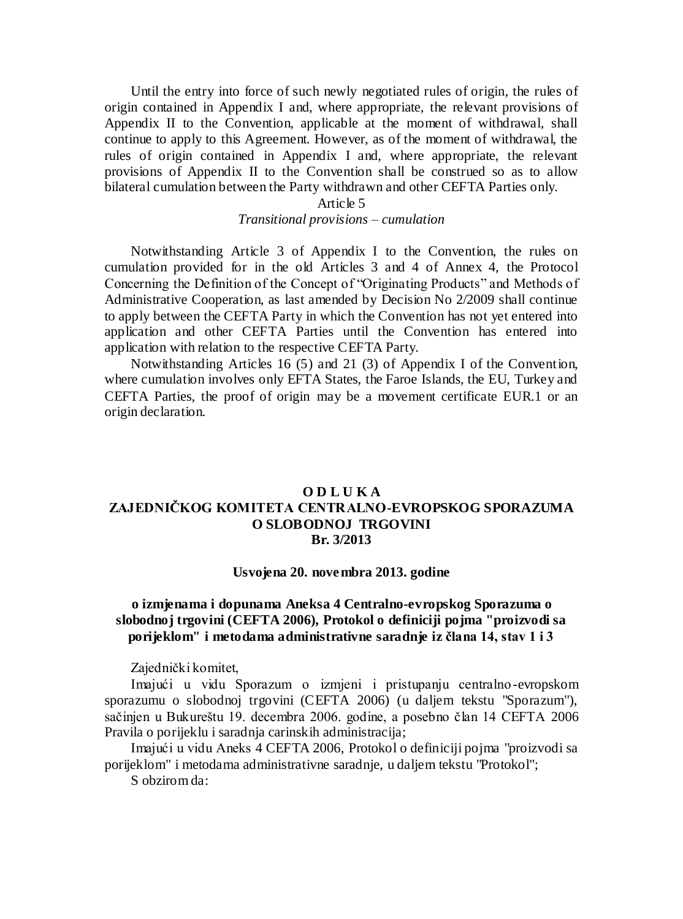Until the entry into force of such newly negotiated rules of origin, the rules of origin contained in Appendix I and, where appropriate, the relevant provisions of Appendix II to the Convention, applicable at the moment of withdrawal, shall continue to apply to this Agreement. However, as of the moment of withdrawal, the rules of origin contained in Appendix I and, where appropriate, the relevant provisions of Appendix II to the Convention shall be construed so as to allow bilateral cumulation between the Party withdrawn and other CEFTA Parties only.

Article 5

*Transitional provisions – cumulation*

Notwithstanding Article 3 of Appendix I to the Convention, the rules on cumulation provided for in the old Articles 3 and 4 of Annex 4, the Protocol Concerning the Definition of the Concept of "Originating Products" and Methods of Administrative Cooperation, as last amended by Decision No 2/2009 shall continue to apply between the CEFTA Party in which the Convention has not yet entered into application and other CEFTA Parties until the Convention has entered into application with relation to the respective CEFTA Party.

Notwithstanding Articles 16 (5) and 21 (3) of Appendix I of the Convention, where cumulation involves only EFTA States, the Faroe Islands, the EU, Turkey and CEFTA Parties, the proof of origin may be a movement certificate EUR.1 or an origin declaration.

**O D L U K A**
**ZAJEDNIČKOG KOMITETA CENTRALNO-EVROPSKOG SPORAZUMA O SLOBODNOJ TRGOVINI**
**Br. 3/2013**

**Usvojena 20. novembra 2013. godine**

**o izmjenama i dopunama Aneksa 4 Centralno-evropskog Sporazuma o slobodnoj trgovini (CEFTA 2006), Protokol o definiciji pojma "proizvodi sa porijeklom" i metodama administrativne saradnje iz člana 14, stav 1 i 3**

Zajednički komitet,

Imajući u vidu Sporazum o izmjeni i pristupanju centralno-evropskom sporazumu o slobodnoj trgovini (CEFTA 2006) (u daljem tekstu "Sporazum"), sačinjen u Bukureštu 19. decembra 2006. godine, a posebno član 14 CEFTA 2006 Pravila o porijeklu i saradnja carinskih administracija;

Imajući u vidu Aneks 4 CEFTA 2006, Protokol o definiciji pojma "proizvodi sa porijeklom" i metodama administrativne saradnje, u daljem tekstu "Protokol";

S obzirom da: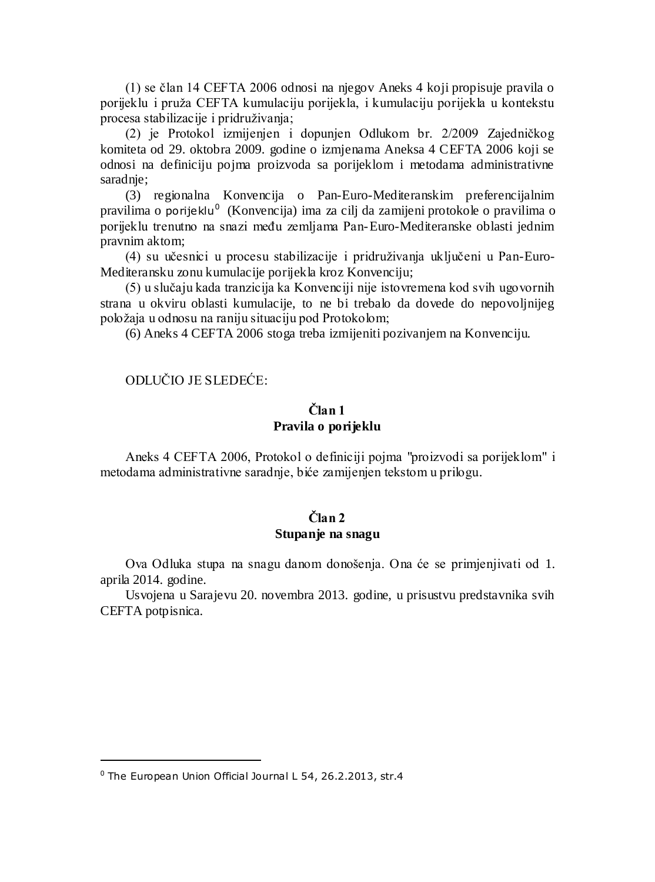(1) se član 14 CEFTA 2006 odnosi na njegov Aneks 4 koji propisuje pravila o porijeklu i pruža CEFTA kumulaciju porijekla, i kumulaciju porijekla u kontekstu procesa stabilizacije i pridruživanja;

(2) je Protokol izmijenjen i dopunjen Odlukom br. 2/2009 Zajedničkog komiteta od 29. oktobra 2009. godine o izmjenama Aneksa 4 CEFTA 2006 koji se odnosi na definiciju pojma proizvoda sa porijeklom i metodama administrativne saradnje;

(3) regionalna Konvencija o Pan-Euro-Mediteranskim preferencijalnim pravilima o porijeklu[0] (Konvencija) ima za cilj da zamijeni protokole o pravilima o porijeklu trenutno na snazi među zemljama Pan-Euro-Mediteranske oblasti jednim pravnim aktom;

(4) su učesnici u procesu stabilizacije i pridruživanja uključeni u Pan-Euro-Mediteransku zonu kumulacije porijekla kroz Konvenciju;

(5) u slučaju kada tranzicija ka Konvenciji nije istovremena kod svih ugovornih strana u okviru oblasti kumulacije, to ne bi trebalo da dovede do nepovoljnijeg položaja u odnosu na raniju situaciju pod Protokolom;

(6) Aneks 4 CEFTA 2006 stoga treba izmijeniti pozivanjem na Konvenciju.

ODLUČIO JE SLEDEĆE:

**Član 1**
**Pravila o porijeklu**

Aneks 4 CEFTA 2006, Protokol o definiciji pojma "proizvodi sa porijeklom" i metodama administrativne saradnje, biće zamijenjen tekstom u prilogu.

**Član 2**
**Stupanje na snagu**

Ova Odluka stupa na snagu danom donošenja. Ona će se primjenjivati od 1. aprila 2014. godine.

Usvojena u Sarajevu 20. novembra 2013. godine, u prisustvu predstavnika svih CEFTA potpisnica.

---

[0] The European Union Official Journal L 54, 26.2.2013, str.4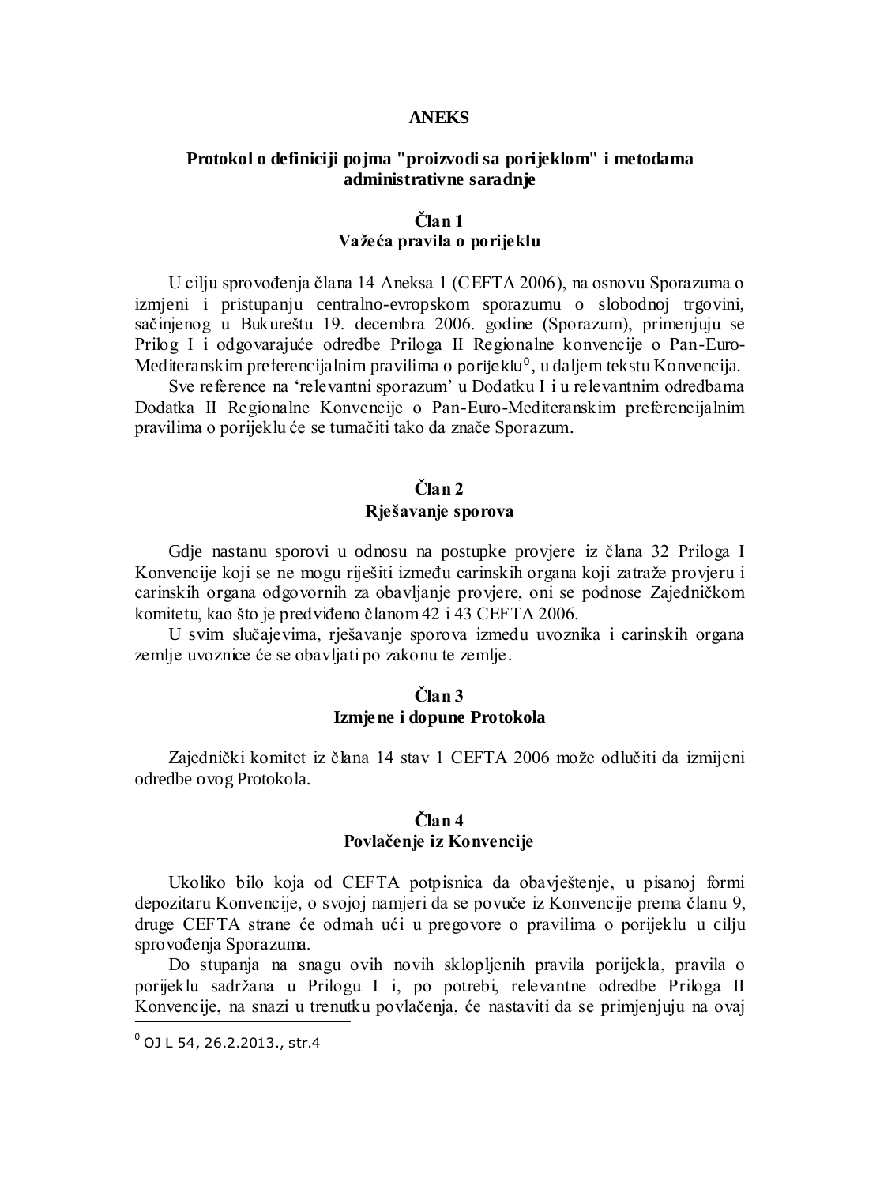**ANEKS**

**Protokol o definiciji pojma "proizvodi sa porijeklom" i metodama administrativne saradnje**

**Član 1**
**Važeća pravila o porijeklu**

U cilju sprovođenja člana 14 Aneksa 1 (CEFTA 2006), na osnovu Sporazuma o izmjeni i pristupanju centralno-evropskom sporazumu o slobodnoj trgovini, sačinjenog u Bukureštu 19. decembra 2006. godine (Sporazum), primenjuju se Prilog I i odgovarajuće odredbe Priloga II Regionalne konvencije o Pan-Euro-Mediteranskim preferencijalnim pravilima o porijeklu[0], u daljem tekstu Konvencija.

Sve reference na 'relevantni sporazum' u Dodatku I i u relevantnim odredbama Dodatka II Regionalne Konvencije o Pan-Euro-Mediteranskim preferencijalnim pravilima o porijeklu će se tumačiti tako da znače Sporazum.

**Član 2**
**Rješavanje sporova**

Gdje nastanu sporovi u odnosu na postupke provjere iz člana 32 Priloga I Konvencije koji se ne mogu riješiti između carinskih organa koji zatraže provjeru i carinskih organa odgovornih za obavljanje provjere, oni se podnose Zajedničkom komitetu, kao što je predviđeno članom 42 i 43 CEFTA 2006.

U svim slučajevima, rješavanje sporova između uvoznika i carinskih organa zemlje uvoznice će se obavljati po zakonu te zemlje.

**Član 3**
**Izmjene i dopune Protokola**

Zajednički komitet iz člana 14 stav 1 CEFTA 2006 može odlučiti da izmijeni odredbe ovog Protokola.

**Član 4**
**Povlačenje iz Konvencije**

Ukoliko bilo koja od CEFTA potpisnica da obavještenje, u pisanoj formi depozitaru Konvencije, o svojoj namjeri da se povuče iz Konvencije prema članu 9, druge CEFTA strane će odmah ući u pregovore o pravilima o porijeklu u cilju sprovođenja Sporazuma.

Do stupanja na snagu ovih novih sklopljenih pravila porijekla, pravila o porijeklu sadržana u Prilogu I i, po potrebi, relevantne odredbe Priloga II Konvencije, na snazi u trenutku povlačenja, će nastaviti da se primjenjuju na ovaj

[0] OJ L 54, 26.2.2013., str.4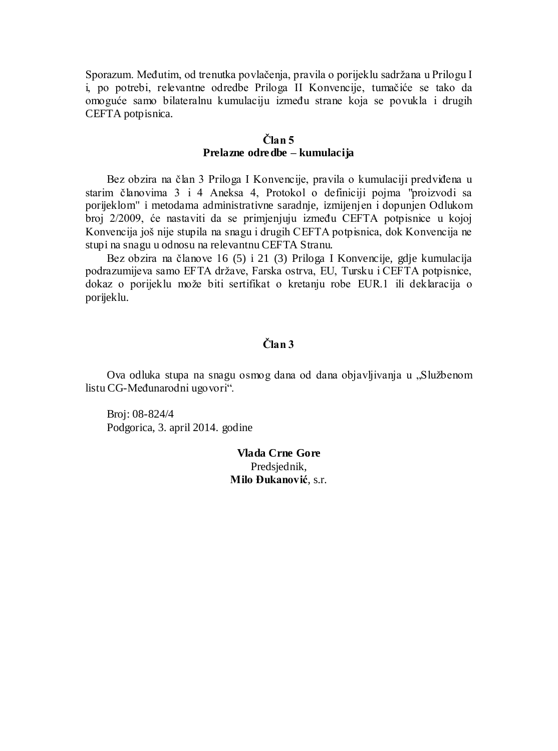Sporazum. Međutim, od trenutka povlačenja, pravila o porijeklu sadržana u Prilogu I i, po potrebi, relevantne odredbe Priloga II Konvencije, tumačiće se tako da omoguće samo bilateralnu kumulaciju između strane koja se povukla i drugih CEFTA potpisnica.

**Član 5**
**Prelazne odredbe – kumulacija**

Bez obzira na član 3 Priloga I Konvencije, pravila o kumulaciji predviđena u starim članovima 3 i 4 Aneksa 4, Protokol o definiciji pojma "proizvodi sa porijeklom" i metodama administrativne saradnje, izmijenjen i dopunjen Odlukom broj 2/2009, će nastaviti da se primjenjuju između CEFTA potpisnice u kojoj Konvencija još nije stupila na snagu i drugih CEFTA potpisnica, dok Konvencija ne stupi na snagu u odnosu na relevantnu CEFTA Stranu.

Bez obzira na članove 16 (5) i 21 (3) Priloga I Konvencije, gdje kumulacija podrazumijeva samo EFTA države, Farska ostrva, EU, Tursku i CEFTA potpisnice, dokaz o porijeklu može biti sertifikat o kretanju robe EUR.1 ili deklaracija o porijeklu.

**Član 3**

Ova odluka stupa na snagu osmog dana od dana objavljivanja u „Službenom listu CG-Međunarodni ugovori".

Broj: 08-824/4
Podgorica, 3. april 2014. godine

**Vlada Crne Gore**
Predsjednik,
**Milo Đukanović**, s.r.